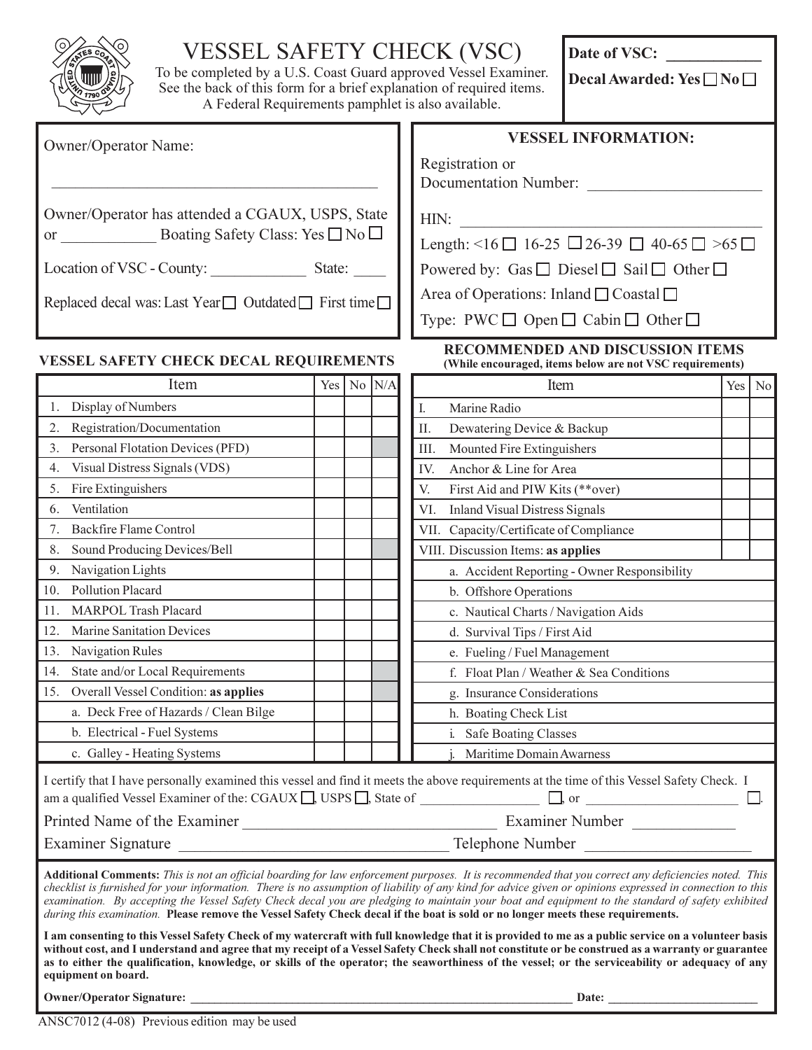# VESSEL SAFETY CHECK (VSC)

To be completed by a U.S. Coast Guard approved Vessel Examiner.
See the back of this form for a brief explanation of required items.
A Federal Requirements pamphlet is also available.

**Date of VSC:** ___________

**Decal Awarded: Yes ☐ No ☐**

Owner/Operator Name:

___________________________________________

Owner/Operator has attended a CGAUX, USPS, State or ____________ Boating Safety Class: Yes ☐ No ☐

Location of VSC - County: ____________ State: ____

Replaced decal was: Last Year ☐ Outdated ☐ First time ☐

**VESSEL INFORMATION:**

Registration or Documentation Number: ______________________

HIN: ______________________________________

Length: <16 ☐ 16-25 ☐ 26-39 ☐ 40-65 ☐ >65 ☐

Powered by: Gas ☐ Diesel ☐ Sail ☐ Other ☐

Area of Operations: Inland ☐ Coastal ☐

Type: PWC ☐ Open ☐ Cabin ☐ Other ☐

## VESSEL SAFETY CHECK DECAL REQUIREMENTS

| Item | Yes | No | N/A |
|---|---|---|---|
| 1. Display of Numbers | | | |
| 2. Registration/Documentation | | | |
| 3. Personal Flotation Devices (PFD) | | | |
| 4. Visual Distress Signals (VDS) | | | |
| 5. Fire Extinguishers | | | |
| 6. Ventilation | | | |
| 7. Backfire Flame Control | | | |
| 8. Sound Producing Devices/Bell | | | |
| 9. Navigation Lights | | | |
| 10. Pollution Placard | | | |
| 11. MARPOL Trash Placard | | | |
| 12. Marine Sanitation Devices | | | |
| 13. Navigation Rules | | | |
| 14. State and/or Local Requirements | | | |
| 15. Overall Vessel Condition: **as applies** | | | |
| a. Deck Free of Hazards / Clean Bilge | | | |
| b. Electrical - Fuel Systems | | | |
| c. Galley - Heating Systems | | | |

## RECOMMENDED AND DISCUSSION ITEMS

**(While encouraged, items below are not VSC requirements)**

| Item | Yes | No |
|---|---|---|
| I. Marine Radio | | |
| II. Dewatering Device & Backup | | |
| III. Mounted Fire Extinguishers | | |
| IV. Anchor & Line for Area | | |
| V. First Aid and PIW Kits (**over) | | |
| VI. Inland Visual Distress Signals | | |
| VII. Capacity/Certificate of Compliance | | |
| VIII. Discussion Items: **as applies** | | |
| a. Accident Reporting - Owner Responsibility | | |
| b. Offshore Operations | | |
| c. Nautical Charts / Navigation Aids | | |
| d. Survival Tips / First Aid | | |
| e. Fueling / Fuel Management | | |
| f. Float Plan / Weather & Sea Conditions | | |
| g. Insurance Considerations | | |
| h. Boating Check List | | |
| i. Safe Boating Classes | | |
| j. Maritime Domain Awarness | | |

I certify that I have personally examined this vessel and find it meets the above requirements at the time of this Vessel Safety Check. I am a qualified Vessel Examiner of the: CGAUX ☐, USPS ☐, State of _________________ ☐, or ______________________ ☐.

Printed Name of the Examiner ______________________________ Examiner Number ____________

Examiner Signature ______________________________ Telephone Number ____________________

**Additional Comments:** *This is not an official boarding for law enforcement purposes. It is recommended that you correct any deficiencies noted. This checklist is furnished for your information. There is no assumption of liability of any kind for advice given or opinions expressed in connection to this examination. By accepting the Vessel Safety Check decal you are pledging to maintain your boat and equipment to the standard of safety exhibited during this examination.* **Please remove the Vessel Safety Check decal if the boat is sold or no longer meets these requirements.**

**I am consenting to this Vessel Safety Check of my watercraft with full knowledge that it is provided to me as a public service on a volunteer basis without cost, and I understand and agree that my receipt of a Vessel Safety Check shall not constitute or be construed as a warranty or guarantee as to either the qualification, knowledge, or skills of the operator; the seaworthiness of the vessel; or the serviceability or adequacy of any equipment on board.**

**Owner/Operator Signature:** ________________________________________________ **Date:** ____________________

ANSC7012 (4-08) Previous edition may be used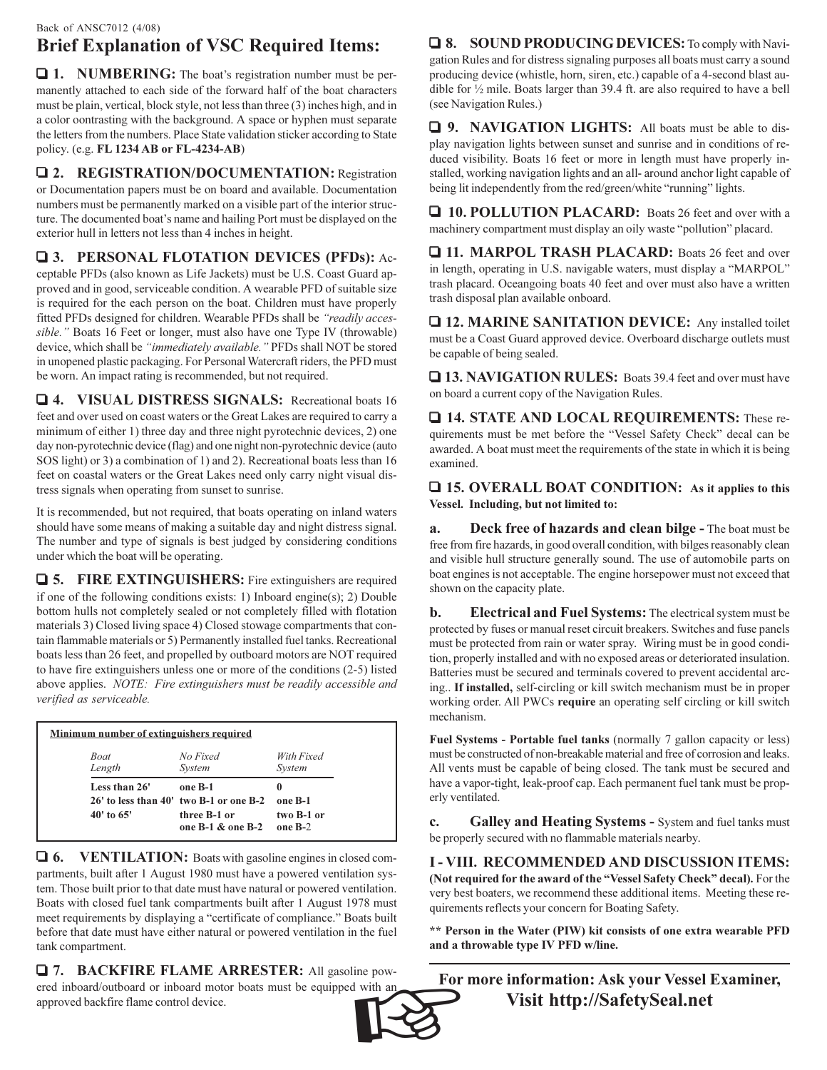Back of ANSC7012 (4/08)

# Brief Explanation of VSC Required Items:

❑ **1. NUMBERING:** The boat's registration number must be permanently attached to each side of the forward half of the boat characters must be plain, vertical, block style, not less than three (3) inches high, and in a color oontrasting with the background. A space or hyphen must separate the letters from the numbers. Place State validation sticker according to State policy. (e.g. **FL 1234 AB or FL-4234-AB**)

❑ **2. REGISTRATION/DOCUMENTATION:** Registration or Documentation papers must be on board and available. Documentation numbers must be permanently marked on a visible part of the interior structure. The documented boat's name and hailing Port must be displayed on the exterior hull in letters not less than 4 inches in height.

❑ **3. PERSONAL FLOTATION DEVICES (PFDs):** Acceptable PFDs (also known as Life Jackets) must be U.S. Coast Guard approved and in good, serviceable condition. A wearable PFD of suitable size is required for the each person on the boat. Children must have properly fitted PFDs designed for children. Wearable PFDs shall be *"readily accessible."* Boats 16 Feet or longer, must also have one Type IV (throwable) device, which shall be *"immediately available."* PFDs shall NOT be stored in unopened plastic packaging. For Personal Watercraft riders, the PFD must be worn. An impact rating is recommended, but not required.

❑ **4. VISUAL DISTRESS SIGNALS:** Recreational boats 16 feet and over used on coast waters or the Great Lakes are required to carry a minimum of either 1) three day and three night pyrotechnic devices, 2) one day non-pyrotechnic device (flag) and one night non-pyrotechnic device (auto SOS light) or 3) a combination of 1) and 2). Recreational boats less than 16 feet on coastal waters or the Great Lakes need only carry night visual distress signals when operating from sunset to sunrise.

It is recommended, but not required, that boats operating on inland waters should have some means of making a suitable day and night distress signal. The number and type of signals is best judged by considering conditions under which the boat will be operating.

❑ **5. FIRE EXTINGUISHERS:** Fire extinguishers are required if one of the following conditions exists: 1) Inboard engine(s); 2) Double bottom hulls not completely sealed or not completely filled with flotation materials 3) Closed living space 4) Closed stowage compartments that contain flammable materials or 5) Permanently installed fuel tanks. Recreational boats less than 26 feet, and propelled by outboard motors are NOT required to have fire extinguishers unless one or more of the conditions (2-5) listed above applies. *NOTE: Fire extinguishers must be readily accessible and verified as serviceable.*

**Minimum number of extinguishers required**

| *Boat Length* | *No Fixed System* | *With Fixed System* |
|---|---|---|
| **Less than 26'** | **one B-1** | **0** |
| **26' to less than 40'** | **two B-1 or one B-2** | **one B-1** |
| **40' to 65'** | **three B-1 or one B-1 & one B-2** | **two B-1 or one B-2** |

❑ **6. VENTILATION:** Boats with gasoline engines in closed compartments, built after 1 August 1980 must have a powered ventilation system. Those built prior to that date must have natural or powered ventilation. Boats with closed fuel tank compartments built after 1 August 1978 must meet requirements by displaying a "certificate of compliance." Boats built before that date must have either natural or powered ventilation in the fuel tank compartment.

❑ **7. BACKFIRE FLAME ARRESTER:** All gasoline powered inboard/outboard or inboard motor boats must be equipped with an approved backfire flame control device.

❑ **8. SOUND PRODUCING DEVICES:** To comply with Navigation Rules and for distress signaling purposes all boats must carry a sound producing device (whistle, horn, siren, etc.) capable of a 4-second blast audible for ½ mile. Boats larger than 39.4 ft. are also required to have a bell (see Navigation Rules.)

❑ **9. NAVIGATION LIGHTS:** All boats must be able to display navigation lights between sunset and sunrise and in conditions of reduced visibility. Boats 16 feet or more in length must have properly installed, working navigation lights and an all- around anchor light capable of being lit independently from the red/green/white "running" lights.

❑ **10. POLLUTION PLACARD:** Boats 26 feet and over with a machinery compartment must display an oily waste "pollution" placard.

❑ **11. MARPOL TRASH PLACARD:** Boats 26 feet and over in length, operating in U.S. navigable waters, must display a "MARPOL" trash placard. Oceangoing boats 40 feet and over must also have a written trash disposal plan available onboard.

❑ **12. MARINE SANITATION DEVICE:** Any installed toilet must be a Coast Guard approved device. Overboard discharge outlets must be capable of being sealed.

❑ **13. NAVIGATION RULES:** Boats 39.4 feet and over must have on board a current copy of the Navigation Rules.

❑ **14. STATE AND LOCAL REQUIREMENTS:** These requirements must be met before the "Vessel Safety Check" decal can be awarded. A boat must meet the requirements of the state in which it is being examined.

❑ **15. OVERALL BOAT CONDITION: As it applies to this Vessel. Including, but not limited to:**

**a. Deck free of hazards and clean bilge -** The boat must be free from fire hazards, in good overall condition, with bilges reasonably clean and visible hull structure generally sound. The use of automobile parts on boat engines is not acceptable. The engine horsepower must not exceed that shown on the capacity plate.

**b. Electrical and Fuel Systems:** The electrical system must be protected by fuses or manual reset circuit breakers. Switches and fuse panels must be protected from rain or water spray. Wiring must be in good condition, properly installed and with no exposed areas or deteriorated insulation. Batteries must be secured and terminals covered to prevent accidental arcing.. **If installed,** self-circling or kill switch mechanism must be in proper working order. All PWCs **require** an operating self circling or kill switch mechanism.

**Fuel Systems - Portable fuel tanks** (normally 7 gallon capacity or less) must be constructed of non-breakable material and free of corrosion and leaks. All vents must be capable of being closed. The tank must be secured and have a vapor-tight, leak-proof cap. Each permanent fuel tank must be properly ventilated.

**c. Galley and Heating Systems -** System and fuel tanks must be properly secured with no flammable materials nearby.

**I - VIII. RECOMMENDED AND DISCUSSION ITEMS: (Not required for the award of the "Vessel Safety Check" decal).** For the very best boaters, we recommend these additional items. Meeting these requirements reflects your concern for Boating Safety.

**\*\* Person in the Water (PIW) kit consists of one extra wearable PFD and a throwable type IV PFD w/line.**

**For more information: Ask your Vessel Examiner, Visit http://SafetySeal.net**